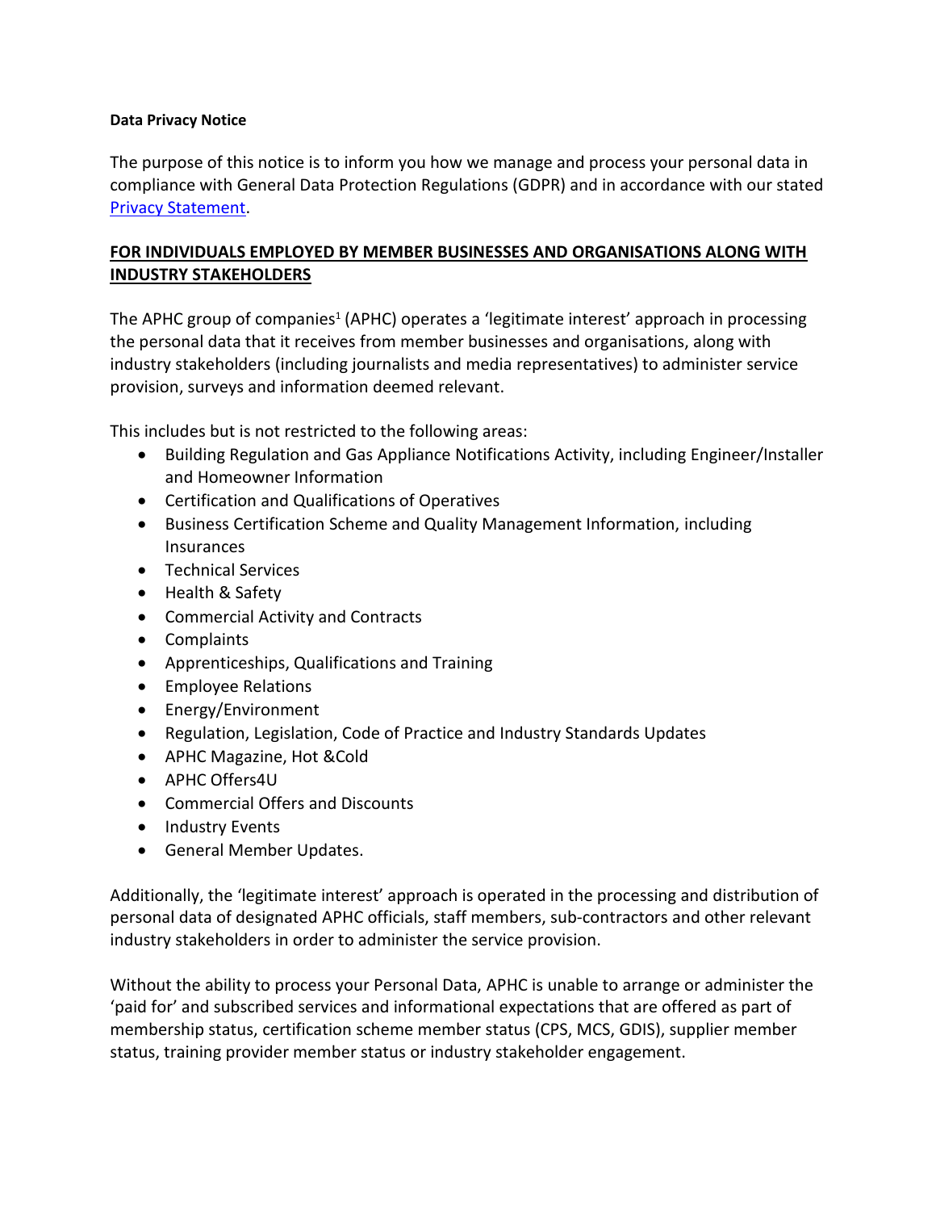**Data Privacy Notice**

The purpose of this notice is to inform you how we manage and process your personal data in compliance with General Data Protection Regulations (GDPR) and in accordance with our stated [Privacy Statement](Privacy Statement).

**FOR INDIVIDUALS EMPLOYED BY MEMBER BUSINESSES AND ORGANISATIONS ALONG WITH INDUSTRY STAKEHOLDERS**

The APHC group of companies[1] (APHC) operates a 'legitimate interest' approach in processing the personal data that it receives from member businesses and organisations, along with industry stakeholders (including journalists and media representatives) to administer service provision, surveys and information deemed relevant.

This includes but is not restricted to the following areas:

- Building Regulation and Gas Appliance Notifications Activity, including Engineer/Installer and Homeowner Information
- Certification and Qualifications of Operatives
- Business Certification Scheme and Quality Management Information, including Insurances
- Technical Services
- Health & Safety
- Commercial Activity and Contracts
- Complaints
- Apprenticeships, Qualifications and Training
- Employee Relations
- Energy/Environment
- Regulation, Legislation, Code of Practice and Industry Standards Updates
- APHC Magazine, Hot &Cold
- APHC Offers4U
- Commercial Offers and Discounts
- Industry Events
- General Member Updates.

Additionally, the 'legitimate interest' approach is operated in the processing and distribution of personal data of designated APHC officials, staff members, sub-contractors and other relevant industry stakeholders in order to administer the service provision.

Without the ability to process your Personal Data, APHC is unable to arrange or administer the 'paid for' and subscribed services and informational expectations that are offered as part of membership status, certification scheme member status (CPS, MCS, GDIS), supplier member status, training provider member status or industry stakeholder engagement.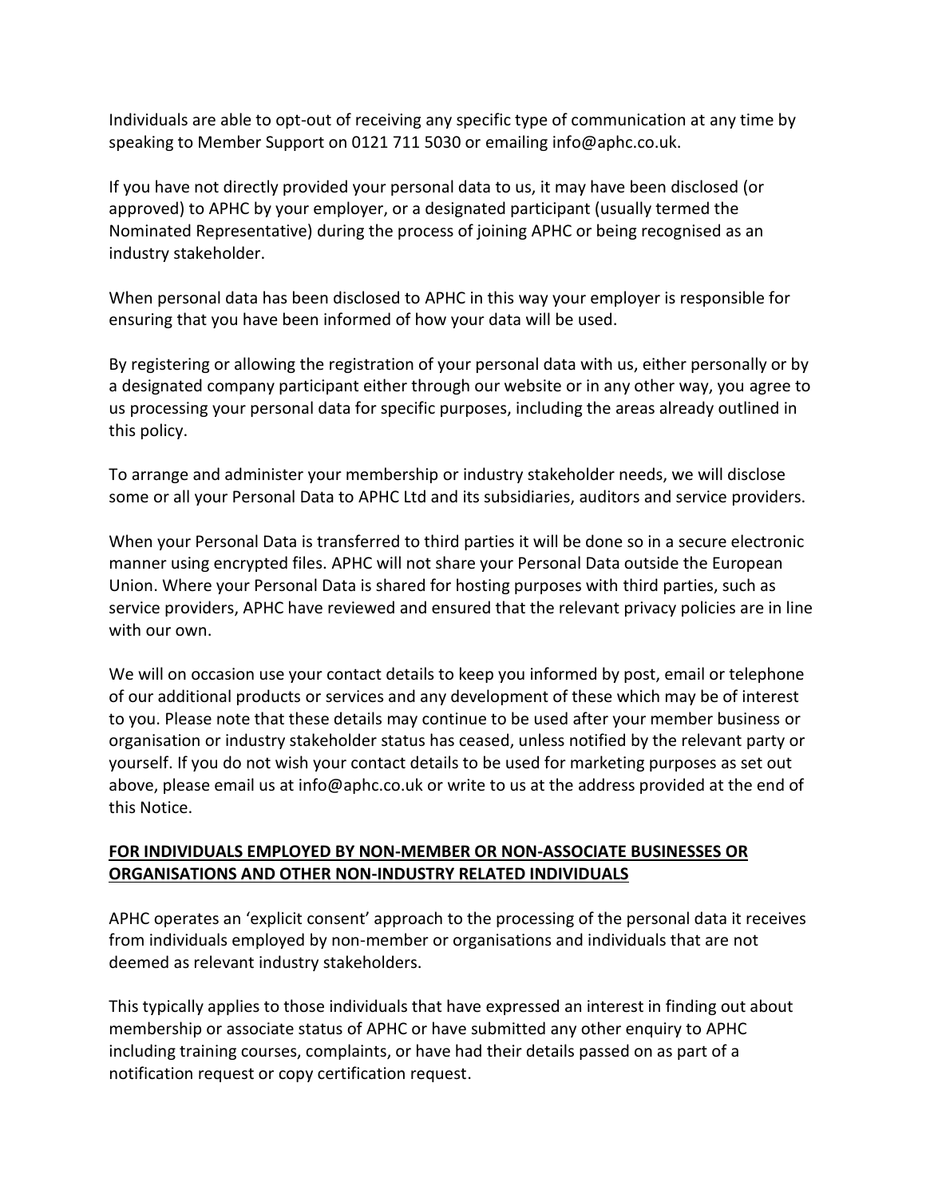Individuals are able to opt-out of receiving any specific type of communication at any time by speaking to Member Support on 0121 711 5030 or emailing info@aphc.co.uk.

If you have not directly provided your personal data to us, it may have been disclosed (or approved) to APHC by your employer, or a designated participant (usually termed the Nominated Representative) during the process of joining APHC or being recognised as an industry stakeholder.

When personal data has been disclosed to APHC in this way your employer is responsible for ensuring that you have been informed of how your data will be used.

By registering or allowing the registration of your personal data with us, either personally or by a designated company participant either through our website or in any other way, you agree to us processing your personal data for specific purposes, including the areas already outlined in this policy.

To arrange and administer your membership or industry stakeholder needs, we will disclose some or all your Personal Data to APHC Ltd and its subsidiaries, auditors and service providers.

When your Personal Data is transferred to third parties it will be done so in a secure electronic manner using encrypted files. APHC will not share your Personal Data outside the European Union. Where your Personal Data is shared for hosting purposes with third parties, such as service providers, APHC have reviewed and ensured that the relevant privacy policies are in line with our own.

We will on occasion use your contact details to keep you informed by post, email or telephone of our additional products or services and any development of these which may be of interest to you. Please note that these details may continue to be used after your member business or organisation or industry stakeholder status has ceased, unless notified by the relevant party or yourself. If you do not wish your contact details to be used for marketing purposes as set out above, please email us at info@aphc.co.uk or write to us at the address provided at the end of this Notice.

## FOR INDIVIDUALS EMPLOYED BY NON-MEMBER OR NON-ASSOCIATE BUSINESSES OR ORGANISATIONS AND OTHER NON-INDUSTRY RELATED INDIVIDUALS

APHC operates an 'explicit consent' approach to the processing of the personal data it receives from individuals employed by non-member or organisations and individuals that are not deemed as relevant industry stakeholders.

This typically applies to those individuals that have expressed an interest in finding out about membership or associate status of APHC or have submitted any other enquiry to APHC including training courses, complaints, or have had their details passed on as part of a notification request or copy certification request.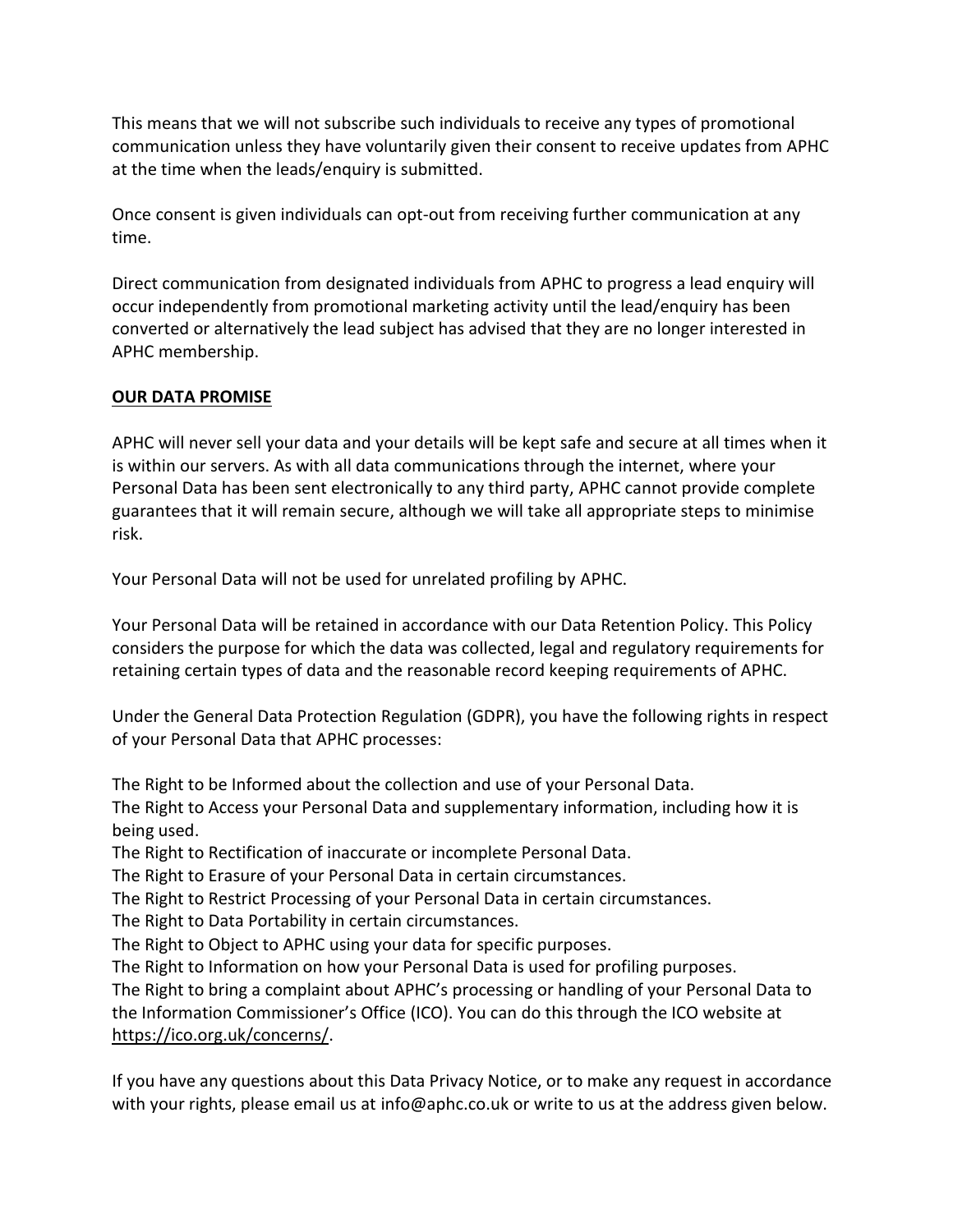This means that we will not subscribe such individuals to receive any types of promotional communication unless they have voluntarily given their consent to receive updates from APHC at the time when the leads/enquiry is submitted.

Once consent is given individuals can opt-out from receiving further communication at any time.

Direct communication from designated individuals from APHC to progress a lead enquiry will occur independently from promotional marketing activity until the lead/enquiry has been converted or alternatively the lead subject has advised that they are no longer interested in APHC membership.

## OUR DATA PROMISE

APHC will never sell your data and your details will be kept safe and secure at all times when it is within our servers. As with all data communications through the internet, where your Personal Data has been sent electronically to any third party, APHC cannot provide complete guarantees that it will remain secure, although we will take all appropriate steps to minimise risk.

Your Personal Data will not be used for unrelated profiling by APHC.

Your Personal Data will be retained in accordance with our Data Retention Policy. This Policy considers the purpose for which the data was collected, legal and regulatory requirements for retaining certain types of data and the reasonable record keeping requirements of APHC.

Under the General Data Protection Regulation (GDPR), you have the following rights in respect of your Personal Data that APHC processes:

The Right to be Informed about the collection and use of your Personal Data.
The Right to Access your Personal Data and supplementary information, including how it is being used.
The Right to Rectification of inaccurate or incomplete Personal Data.
The Right to Erasure of your Personal Data in certain circumstances.
The Right to Restrict Processing of your Personal Data in certain circumstances.
The Right to Data Portability in certain circumstances.
The Right to Object to APHC using your data for specific purposes.
The Right to Information on how your Personal Data is used for profiling purposes.
The Right to bring a complaint about APHC's processing or handling of your Personal Data to the Information Commissioner's Office (ICO). You can do this through the ICO website at https://ico.org.uk/concerns/.

If you have any questions about this Data Privacy Notice, or to make any request in accordance with your rights, please email us at info@aphc.co.uk or write to us at the address given below.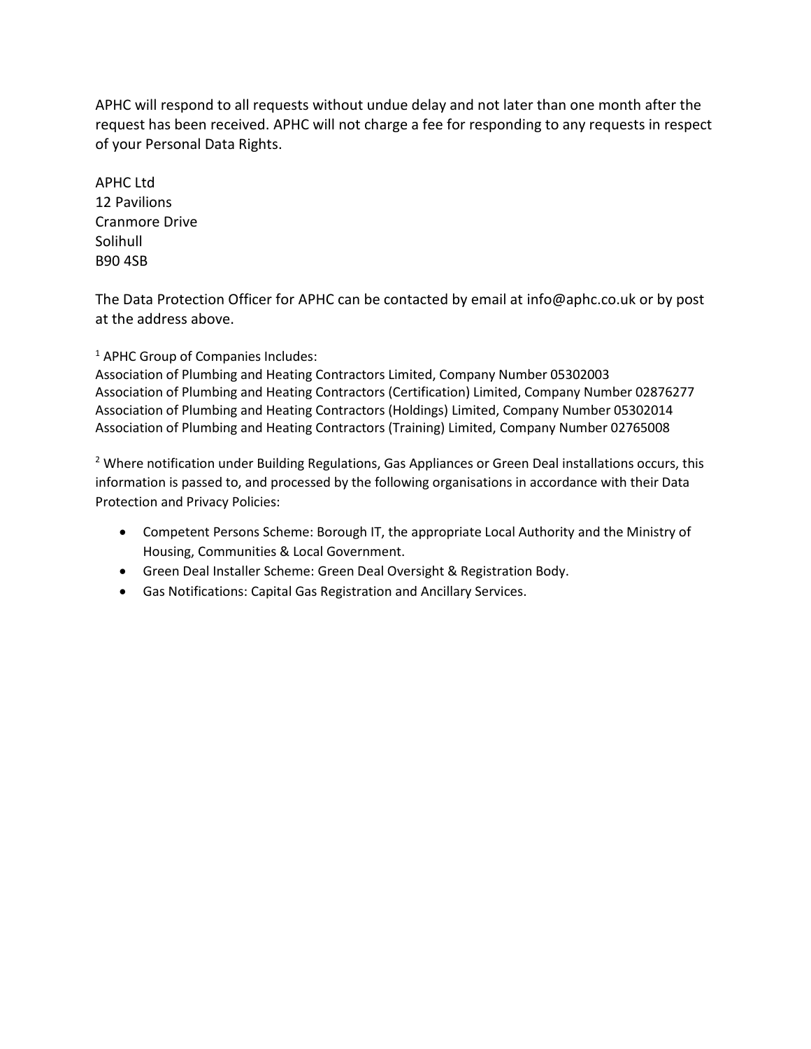APHC will respond to all requests without undue delay and not later than one month after the request has been received. APHC will not charge a fee for responding to any requests in respect of your Personal Data Rights.

APHC Ltd
12 Pavilions
Cranmore Drive
Solihull
B90 4SB

The Data Protection Officer for APHC can be contacted by email at info@aphc.co.uk or by post at the address above.

[1] APHC Group of Companies Includes:
Association of Plumbing and Heating Contractors Limited, Company Number 05302003
Association of Plumbing and Heating Contractors (Certification) Limited, Company Number 02876277
Association of Plumbing and Heating Contractors (Holdings) Limited, Company Number 05302014
Association of Plumbing and Heating Contractors (Training) Limited, Company Number 02765008

[2] Where notification under Building Regulations, Gas Appliances or Green Deal installations occurs, this information is passed to, and processed by the following organisations in accordance with their Data Protection and Privacy Policies:

- Competent Persons Scheme: Borough IT, the appropriate Local Authority and the Ministry of Housing, Communities & Local Government.
- Green Deal Installer Scheme: Green Deal Oversight & Registration Body.
- Gas Notifications: Capital Gas Registration and Ancillary Services.